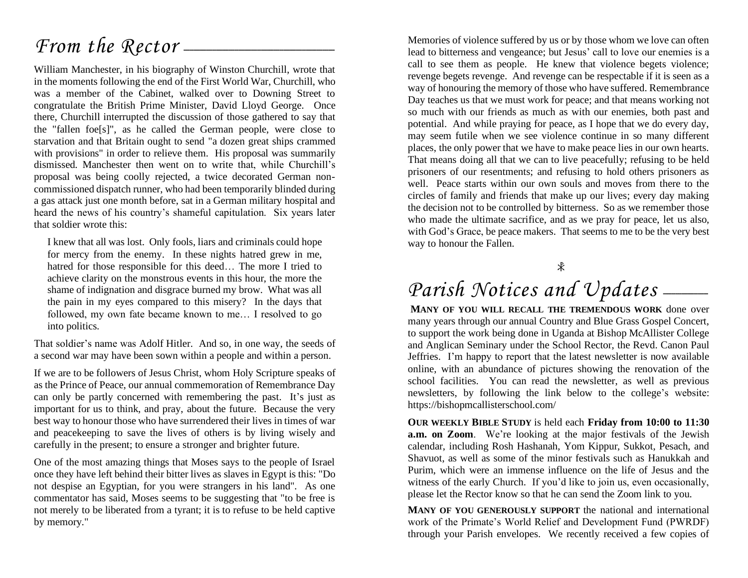# *From the Rector*

William Manchester, in his biography of Winston Churchill, wrote that in the moments following the end of the First World War, Churchill, who was a member of the Cabinet, walked over to Downing Street to congratulate the British Prime Minister, David Lloyd George. Once there, Churchill interrupted the discussion of those gathered to say that the "fallen foe[s]", as he called the German people, were close to starvation and that Britain ought to send "a dozen great ships crammed with provisions" in order to relieve them. His proposal was summarily dismissed. Manchester then went on to write that, while Churchill's proposal was being coolly rejected, a twice decorated German non-commissioned dispatch runner, who had been temporarily blinded during a gas attack just one month before, sat in a German military hospital and heard the news of his country's shameful capitulation. Six years later that soldier wrote this:

> I knew that all was lost. Only fools, liars and criminals could hope for mercy from the enemy. In these nights hatred grew in me, hatred for those responsible for this deed… The more I tried to achieve clarity on the monstrous events in this hour, the more the shame of indignation and disgrace burned my brow. What was all the pain in my eyes compared to this misery? In the days that followed, my own fate became known to me… I resolved to go into politics.

That soldier's name was Adolf Hitler. And so, in one way, the seeds of a second war may have been sown within a people and within a person.

If we are to be followers of Jesus Christ, whom Holy Scripture speaks of as the Prince of Peace, our annual commemoration of Remembrance Day can only be partly concerned with remembering the past. It's just as important for us to think, and pray, about the future. Because the very best way to honour those who have surrendered their lives in times of war and peacekeeping to save the lives of others is by living wisely and carefully in the present; to ensure a stronger and brighter future.

One of the most amazing things that Moses says to the people of Israel once they have left behind their bitter lives as slaves in Egypt is this: "Do not despise an Egyptian, for you were strangers in his land". As one commentator has said, Moses seems to be suggesting that "to be free is not merely to be liberated from a tyrant; it is to refuse to be held captive by memory."

Memories of violence suffered by us or by those whom we love can often lead to bitterness and vengeance; but Jesus' call to love our enemies is a call to see them as people. He knew that violence begets violence; revenge begets revenge. And revenge can be respectable if it is seen as a way of honouring the memory of those who have suffered. Remembrance Day teaches us that we must work for peace; and that means working not so much with our friends as much as with our enemies, both past and potential. And while praying for peace, as I hope that we do every day, may seem futile when we see violence continue in so many different places, the only power that we have to make peace lies in our own hearts. That means doing all that we can to live peacefully; refusing to be held prisoners of our resentments; and refusing to hold others prisoners as well. Peace starts within our own souls and moves from there to the circles of family and friends that make up our lives; every day making the decision not to be controlled by bitterness. So as we remember those who made the ultimate sacrifice, and as we pray for peace, let us also, with God's Grace, be peace makers. That seems to me to be the very best way to honour the Fallen.

☧

# *Parish Notices and Updates*

**MANY OF YOU WILL RECALL THE TREMENDOUS WORK** done over many years through our annual Country and Blue Grass Gospel Concert, to support the work being done in Uganda at Bishop McAllister College and Anglican Seminary under the School Rector, the Revd. Canon Paul Jeffries. I'm happy to report that the latest newsletter is now available online, with an abundance of pictures showing the renovation of the school facilities. You can read the newsletter, as well as previous newsletters, by following the link below to the college's website: https://bishopmcallisterschool.com/

**OUR WEEKLY BIBLE STUDY** is held each **Friday from 10:00 to 11:30 a.m. on Zoom**. We're looking at the major festivals of the Jewish calendar, including Rosh Hashanah, Yom Kippur, Sukkot, Pesach, and Shavuot, as well as some of the minor festivals such as Hanukkah and Purim, which were an immense influence on the life of Jesus and the witness of the early Church. If you'd like to join us, even occasionally, please let the Rector know so that he can send the Zoom link to you.

**MANY OF YOU GENEROUSLY SUPPORT** the national and international work of the Primate's World Relief and Development Fund (PWRDF) through your Parish envelopes. We recently received a few copies of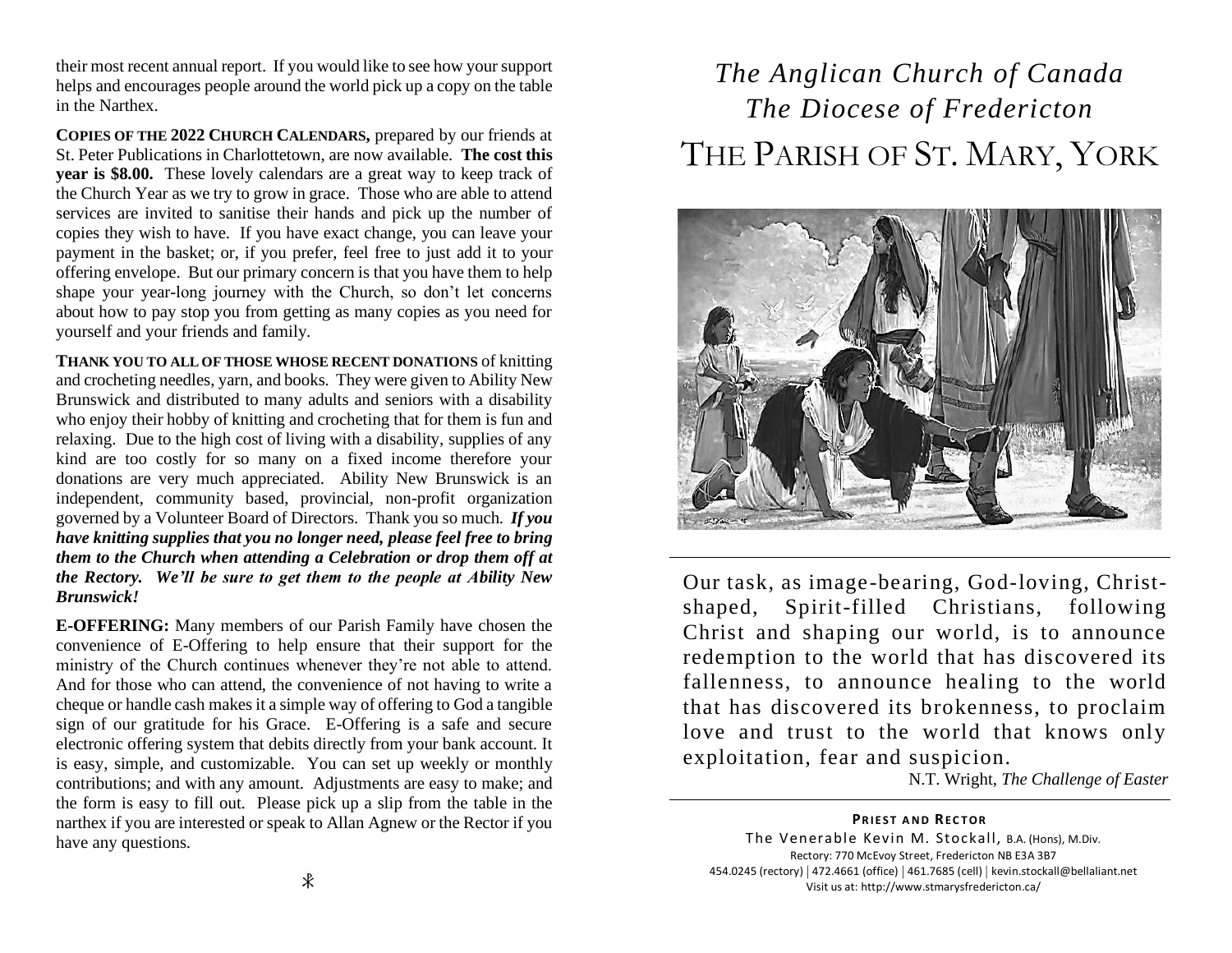their most recent annual report. If you would like to see how your support helps and encourages people around the world pick up a copy on the table in the Narthex.

**COPIES OF THE 2022 CHURCH CALENDARS,** prepared by our friends at St. Peter Publications in Charlottetown, are now available. **The cost this year is $8.00.** These lovely calendars are a great way to keep track of the Church Year as we try to grow in grace. Those who are able to attend services are invited to sanitise their hands and pick up the number of copies they wish to have. If you have exact change, you can leave your payment in the basket; or, if you prefer, feel free to just add it to your offering envelope. But our primary concern is that you have them to help shape your year-long journey with the Church, so don't let concerns about how to pay stop you from getting as many copies as you need for yourself and your friends and family.

**THANK YOU TO ALL OF THOSE WHOSE RECENT DONATIONS** of knitting and crocheting needles, yarn, and books. They were given to Ability New Brunswick and distributed to many adults and seniors with a disability who enjoy their hobby of knitting and crocheting that for them is fun and relaxing. Due to the high cost of living with a disability, supplies of any kind are too costly for so many on a fixed income therefore your donations are very much appreciated. Ability New Brunswick is an independent, community based, provincial, non-profit organization governed by a Volunteer Board of Directors. Thank you so much. ***If you have knitting supplies that you no longer need, please feel free to bring them to the Church when attending a Celebration or drop them off at the Rectory. We'll be sure to get them to the people at Ability New Brunswick!***

**E-OFFERING:** Many members of our Parish Family have chosen the convenience of E-Offering to help ensure that their support for the ministry of the Church continues whenever they're not able to attend. And for those who can attend, the convenience of not having to write a cheque or handle cash makes it a simple way of offering to God a tangible sign of our gratitude for his Grace. E-Offering is a safe and secure electronic offering system that debits directly from your bank account. It is easy, simple, and customizable. You can set up weekly or monthly contributions; and with any amount. Adjustments are easy to make; and the form is easy to fill out. Please pick up a slip from the table in the narthex if you are interested or speak to Allan Agnew or the Rector if you have any questions.

*

# *The Anglican Church of Canada*
# *The Diocese of Fredericton*
# THE PARISH OF ST. MARY, YORK

Our task, as image-bearing, God-loving, Christ-shaped, Spirit-filled Christians, following Christ and shaping our world, is to announce redemption to the world that has discovered its fallenness, to announce healing to the world that has discovered its brokenness, to proclaim love and trust to the world that knows only exploitation, fear and suspicion.

N.T. Wright, *The Challenge of Easter*

**PRIEST AND RECTOR**

The Venerable Kevin M. Stockall, B.A. (Hons), M.Div.
Rectory: 770 McEvoy Street, Fredericton NB E3A 3B7
454.0245 (rectory) | 472.4661 (office) | 461.7685 (cell) | kevin.stockall@bellaliant.net
Visit us at: http://www.stmarysfredericton.ca/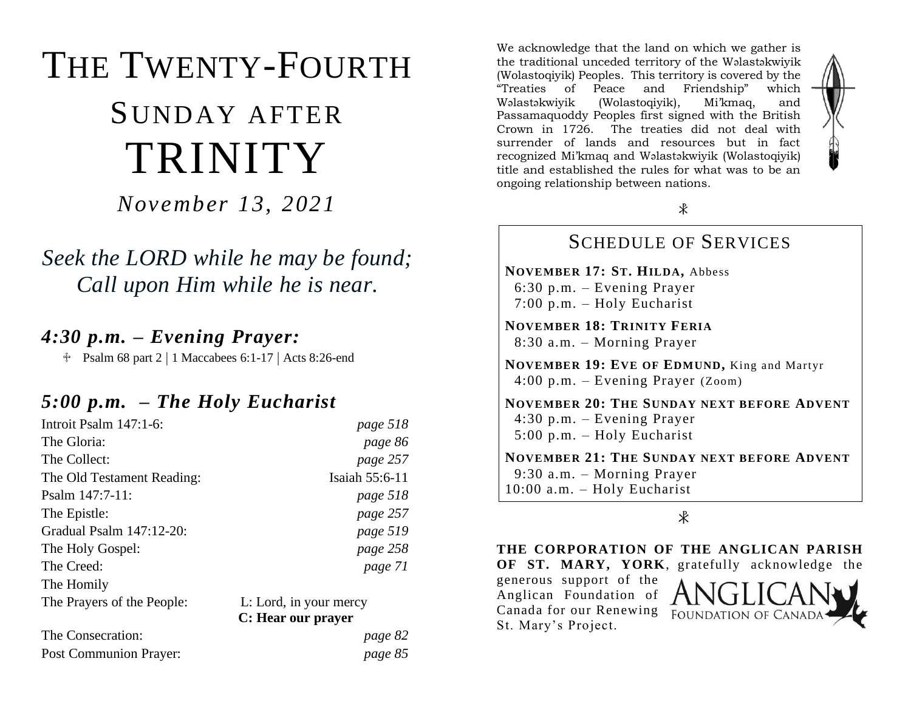# THE TWENTY-FOURTH SUNDAY AFTER TRINITY

*November 13, 2021*

*Seek the LORD while he may be found;*
*Call upon Him while he is near.*

## *4:30 p.m. – Evening Prayer:*

♰ Psalm 68 part 2 | 1 Maccabees 6:1-17 | Acts 8:26-end

## *5:00 p.m. – The Holy Eucharist*

| | |
|---|---|
| Introit Psalm 147:1-6: | *page 518* |
| The Gloria: | *page 86* |
| The Collect: | *page 257* |
| The Old Testament Reading: | Isaiah 55:6-11 |
| Psalm 147:7-11: | *page 518* |
| The Epistle: | *page 257* |
| Gradual Psalm 147:12-20: | *page 519* |
| The Holy Gospel: | *page 258* |
| The Creed: | *page 71* |
| The Homily | |
| The Prayers of the People: | L: Lord, in your mercy **C: Hear our prayer** |
| The Consecration: | *page 82* |
| Post Communion Prayer: | *page 85* |

We acknowledge that the land on which we gather is the traditional unceded territory of the Wəlastəkwiyik (Wolastoqiyik) Peoples. This territory is covered by the "Treaties of Peace and Friendship" which Wəlastəkwiyik (Wolastoqiyik), Mi'kmaq, and Passamaquoddy Peoples first signed with the British Crown in 1726. The treaties did not deal with surrender of lands and resources but in fact recognized Mi'kmaq and Wəlastəkwiyik (Wolastoqiyik) title and established the rules for what was to be an ongoing relationship between nations.

⁜

## SCHEDULE OF SERVICES

**NOVEMBER 17: ST. HILDA,** Abbess
6:30 p.m. – Evening Prayer
7:00 p.m. – Holy Eucharist

**NOVEMBER 18: TRINITY FERIA**
8:30 a.m. – Morning Prayer

**NOVEMBER 19: EVE OF EDMUND,** King and Martyr
4:00 p.m. – Evening Prayer (Zoom)

**NOVEMBER 20: THE SUNDAY NEXT BEFORE ADVENT**
4:30 p.m. – Evening Prayer
5:00 p.m. – Holy Eucharist

**NOVEMBER 21: THE SUNDAY NEXT BEFORE ADVENT**
9:30 a.m. – Morning Prayer
10:00 a.m. – Holy Eucharist

⁜

**THE CORPORATION OF THE ANGLICAN PARISH OF ST. MARY, YORK**, gratefully acknowledge the generous support of the Anglican Foundation of Canada for our Renewing St. Mary's Project.

ANGLICAN FOUNDATION OF CANADA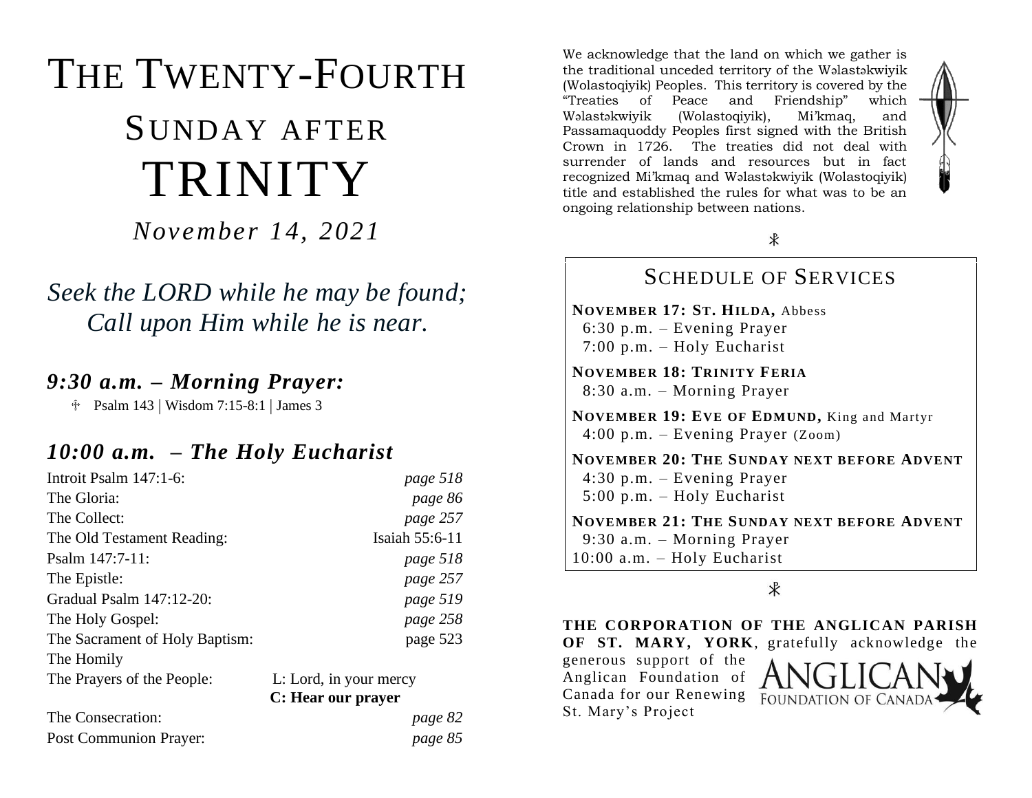# THE TWENTY-FOURTH SUNDAY AFTER TRINITY

*November 14, 2021*

*Seek the LORD while he may be found;*
*Call upon Him while he is near.*

## *9:30 a.m. – Morning Prayer:*

♱ Psalm 143 | Wisdom 7:15-8:1 | James 3

## *10:00 a.m. – The Holy Eucharist*

| | |
|---|---|
| Introit Psalm 147:1-6: | *page 518* |
| The Gloria: | *page 86* |
| The Collect: | *page 257* |
| The Old Testament Reading: | Isaiah 55:6-11 |
| Psalm 147:7-11: | *page 518* |
| The Epistle: | *page 257* |
| Gradual Psalm 147:12-20: | *page 519* |
| The Holy Gospel: | *page 258* |
| The Sacrament of Holy Baptism: | page 523 |
| The Homily | |
| The Prayers of the People: | L: Lord, in your mercy<br>**C: Hear our prayer** |
| The Consecration: | *page 82* |
| Post Communion Prayer: | *page 85* |

We acknowledge that the land on which we gather is the traditional unceded territory of the Wəlastəkwiyik (Wolastoqiyik) Peoples. This territory is covered by the "Treaties of Peace and Friendship" which Wəlastəkwiyik (Wolastoqiyik), Mi'kmaq, and Passamaquoddy Peoples first signed with the British Crown in 1726. The treaties did not deal with surrender of lands and resources but in fact recognized Mi'kmaq and Wəlastəkwiyik (Wolastoqiyik) title and established the rules for what was to be an ongoing relationship between nations.

☧

## SCHEDULE OF SERVICES

**NOVEMBER 17: ST. HILDA,** Abbess
6:30 p.m. – Evening Prayer
7:00 p.m. – Holy Eucharist

**NOVEMBER 18: TRINITY FERIA**
8:30 a.m. – Morning Prayer

**NOVEMBER 19: EVE OF EDMUND,** King and Martyr
4:00 p.m. – Evening Prayer (Zoom)

**NOVEMBER 20: THE SUNDAY NEXT BEFORE ADVENT**
4:30 p.m. – Evening Prayer
5:00 p.m. – Holy Eucharist

**NOVEMBER 21: THE SUNDAY NEXT BEFORE ADVENT**
9:30 a.m. – Morning Prayer
10:00 a.m. – Holy Eucharist

☧

**THE CORPORATION OF THE ANGLICAN PARISH OF ST. MARY, YORK**, gratefully acknowledge the generous support of the Anglican Foundation of Canada for our Renewing St. Mary's Project

ANGLICAN FOUNDATION OF CANADA